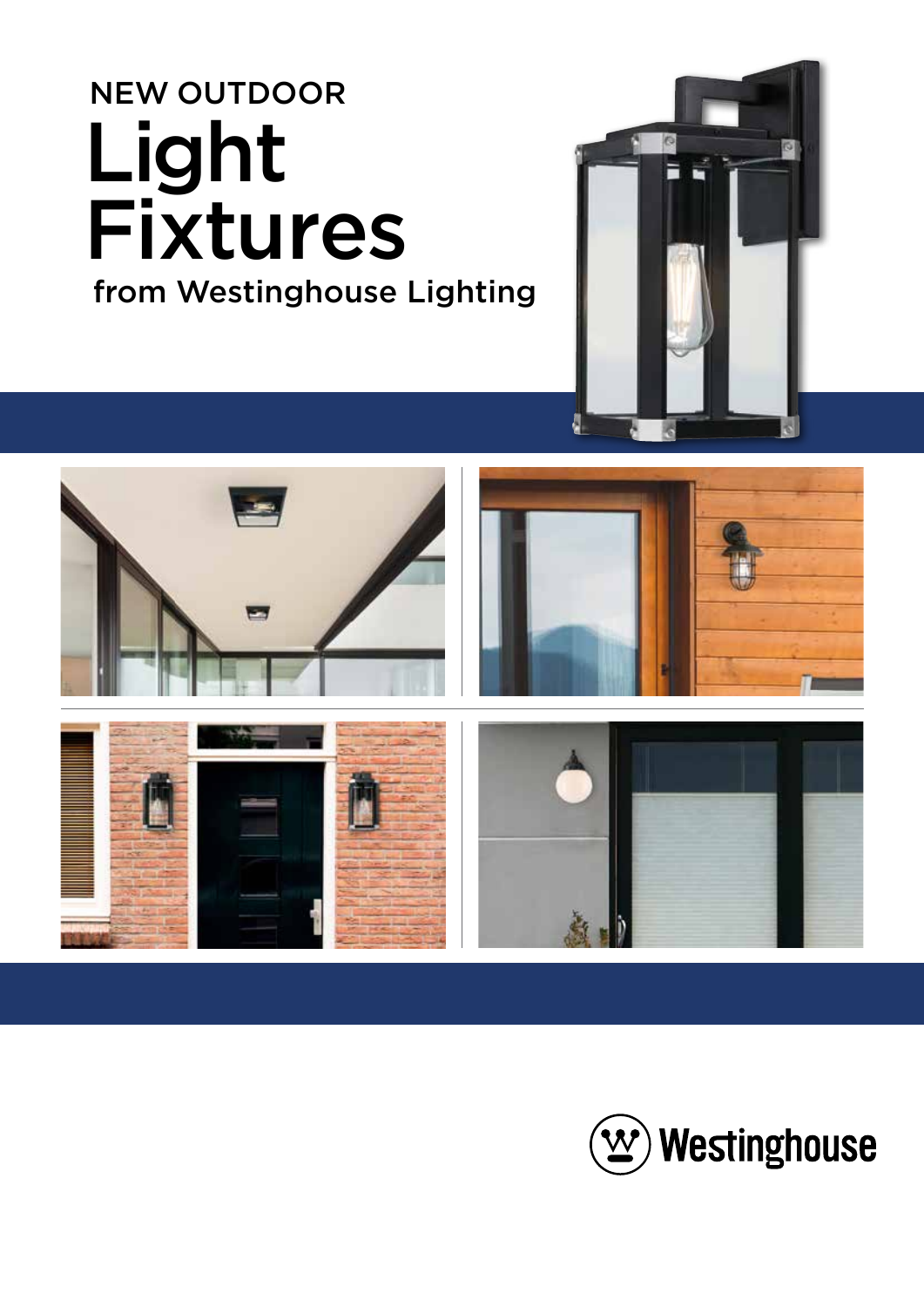NEW OUTDOOR

# Light Fixtures

from Westinghouse Lighting

Westinghouse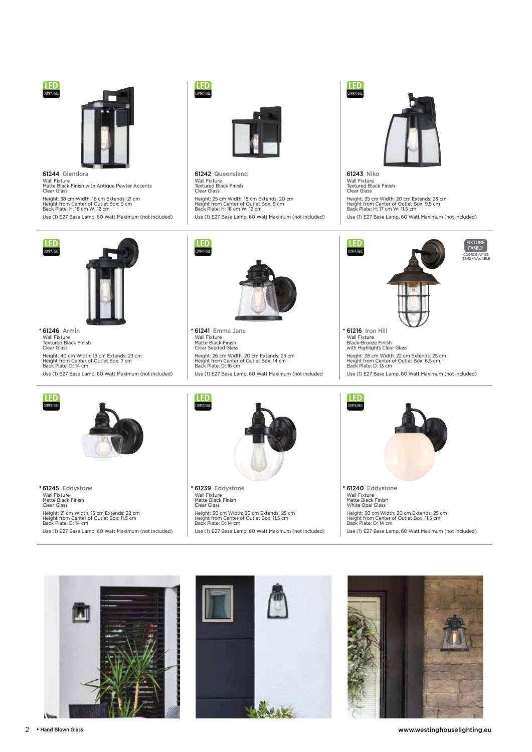LED COMPATIBLE

**61244** Glendora
Wall Fixture
Matte Black Finish with Antique Pewter Accents
Clear Glass

Height: 38 cm Width: 18 cm Extends: 21 cm
Height from Center of Outlet Box: 9 cm
Back Plate: H: 18 cm W: 12 cm

Use (1) E27 Base Lamp, 60 Watt Maximum (not included)

LED COMPATIBLE

**61242** Queensland
Wall Fixture
Textured Black Finish
Clear Glass

Height: 25 cm Width: 18 cm Extends: 20 cm
Height from Center of Outlet Box: 9 cm
Back Plate: H: 18 cm W: 12 cm

Use (1) E27 Base Lamp, 60 Watt Maximum (not included)

LED COMPATIBLE

**61243** Niko
Wall Fixture
Textured Black Finish
Clear Glass

Height: 35 cm Width: 20 cm Extends: 23 cm
Height from Center of Outlet Box: 9,5 cm
Back Plate: H: 17 cm W: 11,5 cm

Use (1) E27 Base Lamp, 60 Watt Maximum (not included)

LED COMPATIBLE

• **61246** Armin
Wall Fixture
Textured Black Finish
Clear Glass

Height: 40 cm Width: 19 cm Extends: 23 cm
Height from Center of Outlet Box: 7 cm
Back Plate: D: 14 cm

Use (1) E27 Base Lamp, 60 Watt Maximum (not included)

LED COMPATIBLE

• **61241** Emma Jane
Wall Fixture
Matte Black Finish
Clear Seeded Glass

Height: 26 cm Width: 20 cm Extends: 25 cm
Height from Center of Outlet Box: 14 cm
Back Plate: D: 16 cm

Use (1) E27 Base Lamp, 60 Watt Maximum (not included

LED COMPATIBLE

FIXTURE FAMILY
COORDINATING ITEMS AVAILABLE

• **61216** Iron Hill
Wall Fixture
Black-Bronze Finish
with Highlights Clear Glass

Height: 38 cm Width: 22 cm Extends: 25 cm
Height from Center of Outlet Box: 6,5 cm
Back Plate: D: 13 cm

Use (1) E27 Base Lamp, 60 Watt Maximum (not included)

LED COMPATIBLE

• **61245** Eddystone
Wall Fixture
Matte Black Finish
Clear Glass

Height: 21 cm Width: 15 cm Extends: 22 cm
Height from Center of Outlet Box: 11,5 cm
Back Plate: D: 14 cm

Use (1) E27 Base Lamp, 60 Watt Maximum (not included)

LED COMPATIBLE

• **61239** Eddystone
Wall Fixture
Matte Black Finish
Clear Glass

Height: 30 cm Width: 20 cm Extends: 25 cm
Height from Center of Outlet Box: 11,5 cm
Back Plate: D: 14 cm

Use (1) E27 Base Lamp, 60 Watt Maximum (not included)

LED COMPATIBLE

• **61240** Eddystone
Wall Fixture
Matte Black Finish
White Opal Glass

Height: 30 cm Width: 20 cm Extends: 25 cm
Height from Center of Outlet Box: 11,5 cm
Back Plate: D: 14 cm

Use (1) E27 Base Lamp, 60 Watt Maximum (not included)

• Hand Blown Glass

www.westinghouselighting.eu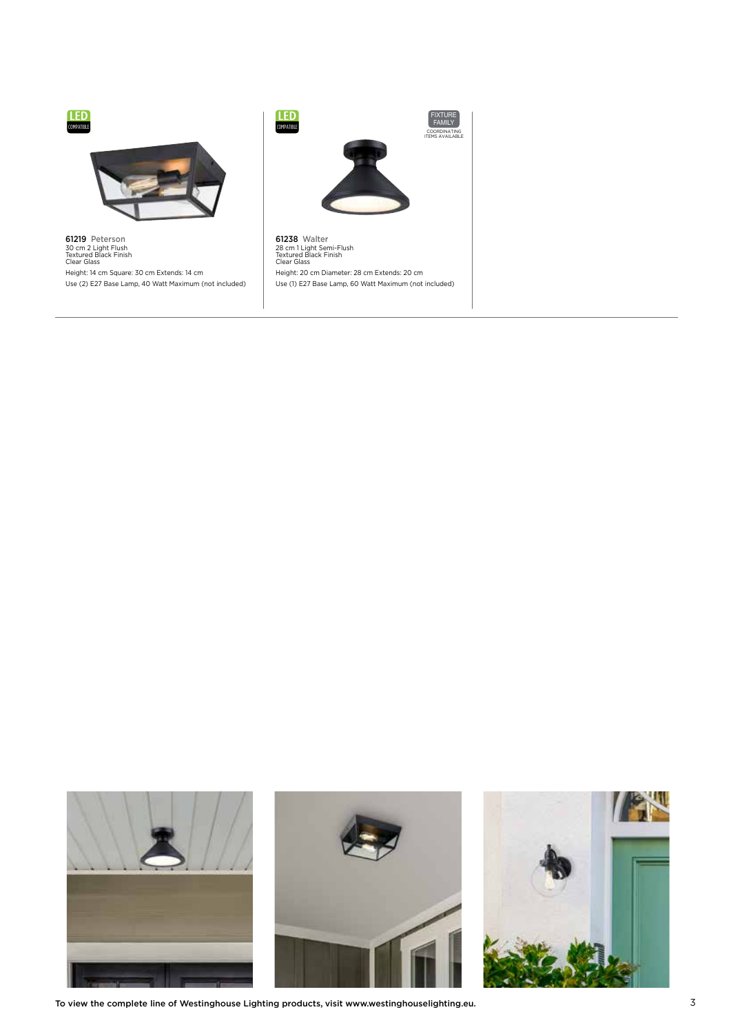LED COMPATIBLE

**61219** Peterson
30 cm 2 Light Flush
Textured Black Finish
Clear Glass

Height: 14 cm Square: 30 cm Extends: 14 cm
Use (2) E27 Base Lamp, 40 Watt Maximum (not included)

LED COMPATIBLE

FIXTURE FAMILY
COORDINATING ITEMS AVAILABLE

**61238** Walter
28 cm 1 Light Semi-Flush
Textured Black Finish
Clear Glass

Height: 20 cm Diameter: 28 cm Extends: 20 cm
Use (1) E27 Base Lamp, 60 Watt Maximum (not included)

**To view the complete line of Westinghouse Lighting products, visit www.westinghouselighting.eu.**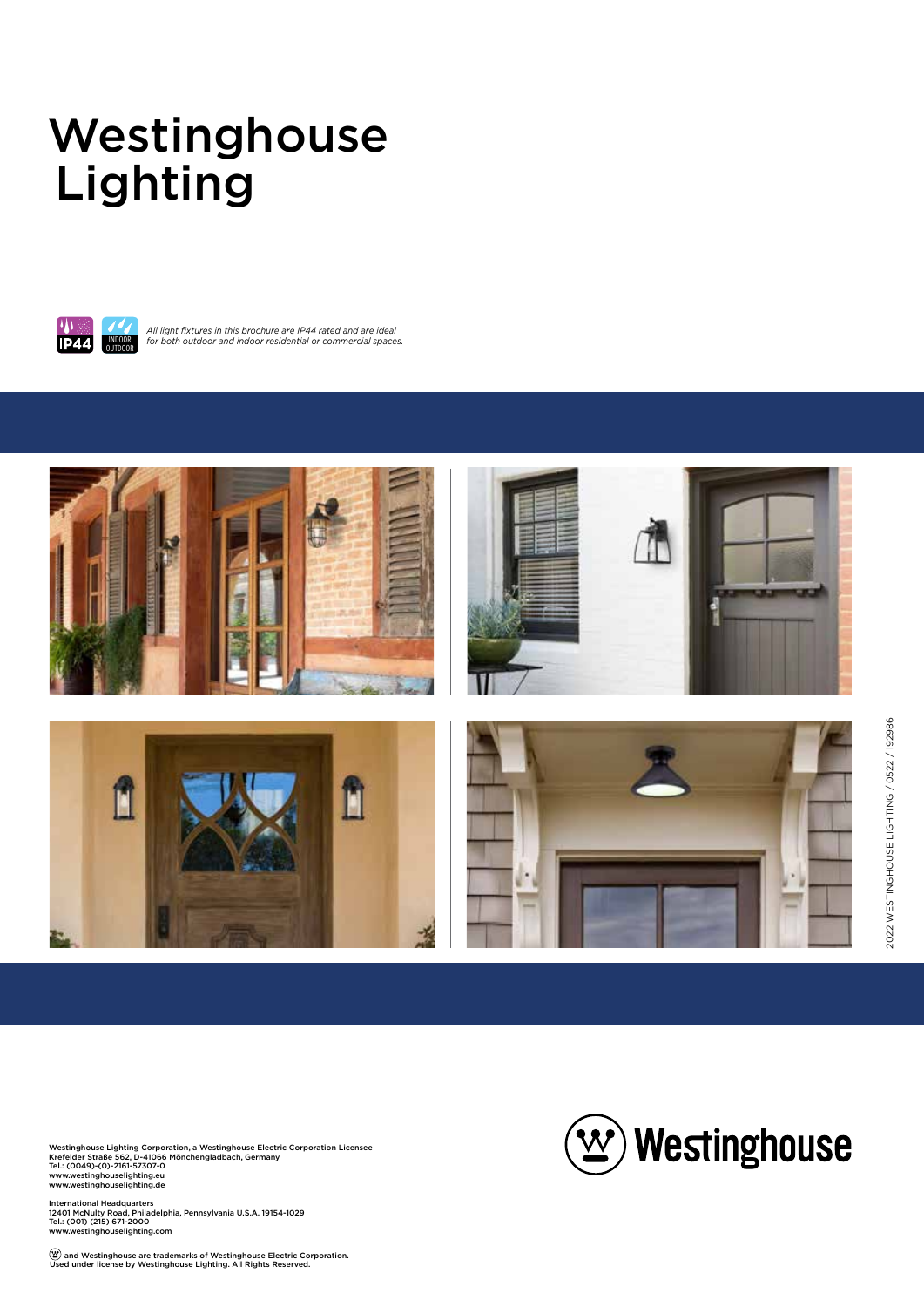# Westinghouse Lighting

IP44 INDOOR OUTDOOR

*All light fixtures in this brochure are IP44 rated and are ideal for both outdoor and indoor residential or commercial spaces.*

2022 WESTINGHOUSE LIGHTING / 0522 / 192986

Westinghouse Lighting Corporation, a Westinghouse Electric Corporation Licensee
Krefelder Straße 562, D-41066 Mönchengladbach, Germany
Tel.: (0049)-(0)-2161-57307-0
www.westinghouselighting.eu
www.westinghouselighting.de

International Headquarters
12401 McNulty Road, Philadelphia, Pennsylvania U.S.A. 19154-1029
Tel.: (001) (215) 671-2000
www.westinghouselighting.com

Westinghouse

and Westinghouse are trademarks of Westinghouse Electric Corporation.
Used under license by Westinghouse Lighting. All Rights Reserved.